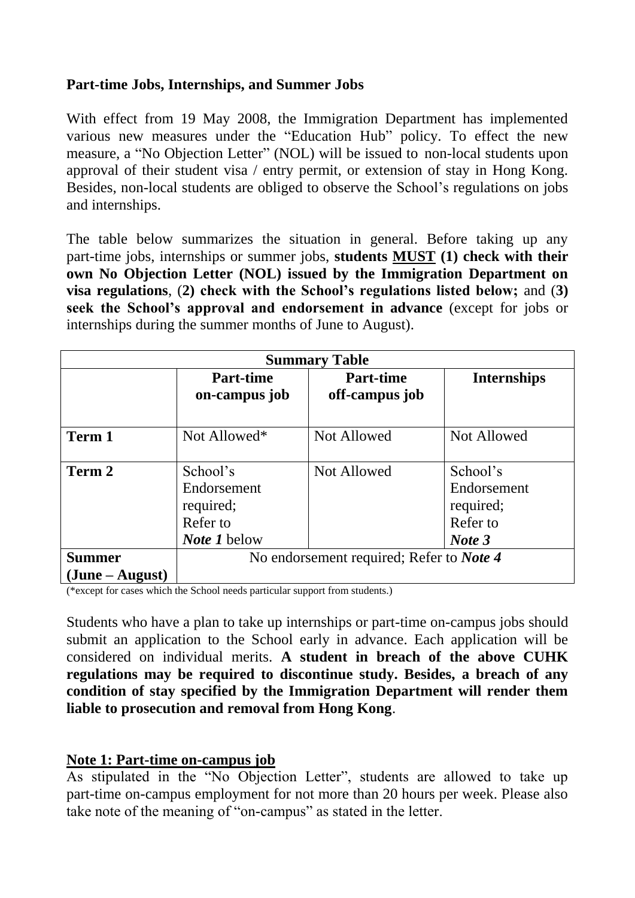**Part-time Jobs, Internships, and Summer Jobs**

With effect from 19 May 2008, the Immigration Department has implemented various new measures under the "Education Hub" policy. To effect the new measure, a "No Objection Letter" (NOL) will be issued to non-local students upon approval of their student visa / entry permit, or extension of stay in Hong Kong. Besides, non-local students are obliged to observe the School's regulations on jobs and internships.

The table below summarizes the situation in general. Before taking up any part-time jobs, internships or summer jobs, **students <u>MUST</u> (1) check with their own No Objection Letter (NOL) issued by the Immigration Department on visa regulations**, (**2) check with the School's regulations listed below;** and (**3) seek the School's approval and endorsement in advance** (except for jobs or internships during the summer months of June to August).

| **Summary Table** | | | |
|---|---|---|---|
| | **Part-time on-campus job** | **Part-time off-campus job** | **Internships** |
| **Term 1** | Not Allowed* | Not Allowed | Not Allowed |
| **Term 2** | School's Endorsement required; Refer to ***Note 1*** below | Not Allowed | School's Endorsement required; Refer to ***Note 3*** |
| **Summer (June – August)** | No endorsement required; Refer to ***Note 4*** | | |

(*except for cases which the School needs particular support from students.)

Students who have a plan to take up internships or part-time on-campus jobs should submit an application to the School early in advance. Each application will be considered on individual merits. **A student in breach of the above CUHK regulations may be required to discontinue study. Besides, a breach of any condition of stay specified by the Immigration Department will render them liable to prosecution and removal from Hong Kong**.

**<u>Note 1: Part-time on-campus job</u>**

As stipulated in the "No Objection Letter", students are allowed to take up part-time on-campus employment for not more than 20 hours per week. Please also take note of the meaning of "on-campus" as stated in the letter.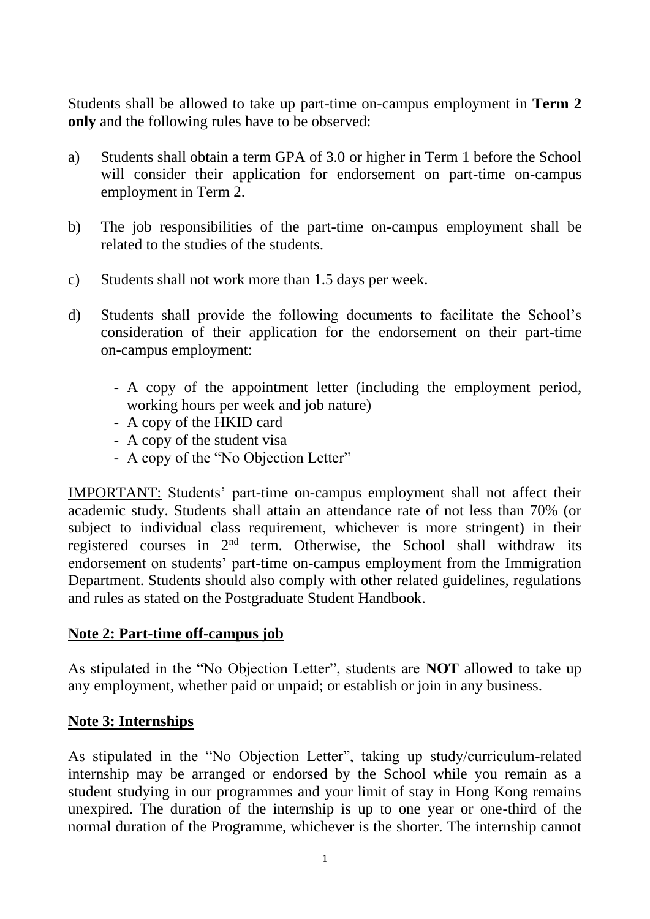Students shall be allowed to take up part-time on-campus employment in **Term 2 only** and the following rules have to be observed:

a) Students shall obtain a term GPA of 3.0 or higher in Term 1 before the School will consider their application for endorsement on part-time on-campus employment in Term 2.

b) The job responsibilities of the part-time on-campus employment shall be related to the studies of the students.

c) Students shall not work more than 1.5 days per week.

d) Students shall provide the following documents to facilitate the School's consideration of their application for the endorsement on their part-time on-campus employment:

   - A copy of the appointment letter (including the employment period, working hours per week and job nature)
   - A copy of the HKID card
   - A copy of the student visa
   - A copy of the "No Objection Letter"

<u>IMPORTANT:</u> Students' part-time on-campus employment shall not affect their academic study. Students shall attain an attendance rate of not less than 70% (or subject to individual class requirement, whichever is more stringent) in their registered courses in 2nd term. Otherwise, the School shall withdraw its endorsement on students' part-time on-campus employment from the Immigration Department. Students should also comply with other related guidelines, regulations and rules as stated on the Postgraduate Student Handbook.

**<u>Note 2: Part-time off-campus job</u>**

As stipulated in the "No Objection Letter", students are **NOT** allowed to take up any employment, whether paid or unpaid; or establish or join in any business.

**<u>Note 3: Internships</u>**

As stipulated in the "No Objection Letter", taking up study/curriculum-related internship may be arranged or endorsed by the School while you remain as a student studying in our programmes and your limit of stay in Hong Kong remains unexpired. The duration of the internship is up to one year or one-third of the normal duration of the Programme, whichever is the shorter. The internship cannot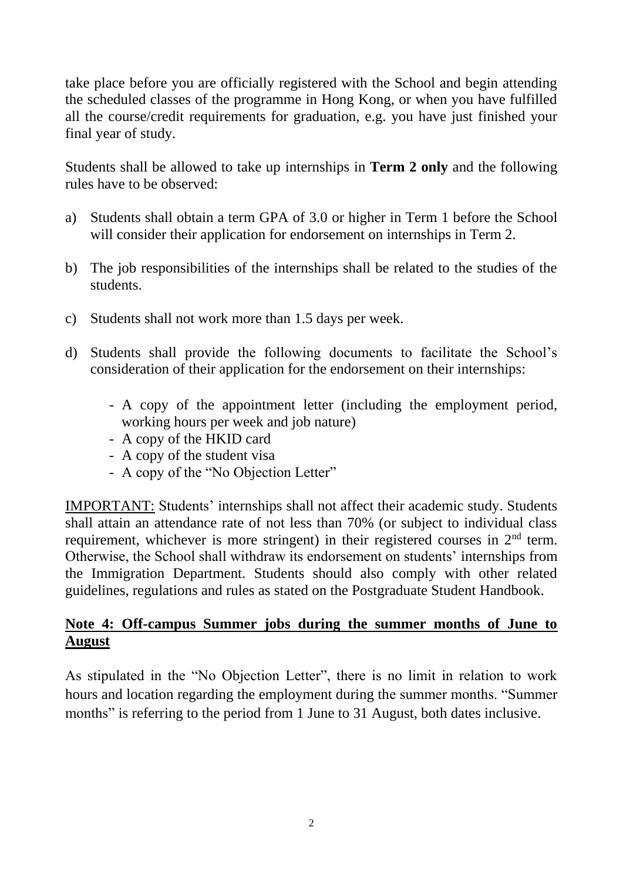take place before you are officially registered with the School and begin attending the scheduled classes of the programme in Hong Kong, or when you have fulfilled all the course/credit requirements for graduation, e.g. you have just finished your final year of study.

Students shall be allowed to take up internships in **Term 2 only** and the following rules have to be observed:

a) Students shall obtain a term GPA of 3.0 or higher in Term 1 before the School will consider their application for endorsement on internships in Term 2.

b) The job responsibilities of the internships shall be related to the studies of the students.

c) Students shall not work more than 1.5 days per week.

d) Students shall provide the following documents to facilitate the School's consideration of their application for the endorsement on their internships:

   - A copy of the appointment letter (including the employment period, working hours per week and job nature)
   - A copy of the HKID card
   - A copy of the student visa
   - A copy of the "No Objection Letter"

<u>IMPORTANT:</u> Students' internships shall not affect their academic study. Students shall attain an attendance rate of not less than 70% (or subject to individual class requirement, whichever is more stringent) in their registered courses in 2nd term. Otherwise, the School shall withdraw its endorsement on students' internships from the Immigration Department. Students should also comply with other related guidelines, regulations and rules as stated on the Postgraduate Student Handbook.

**<u>Note 4: Off-campus Summer jobs during the summer months of June to August</u>**

As stipulated in the "No Objection Letter", there is no limit in relation to work hours and location regarding the employment during the summer months. "Summer months" is referring to the period from 1 June to 31 August, both dates inclusive.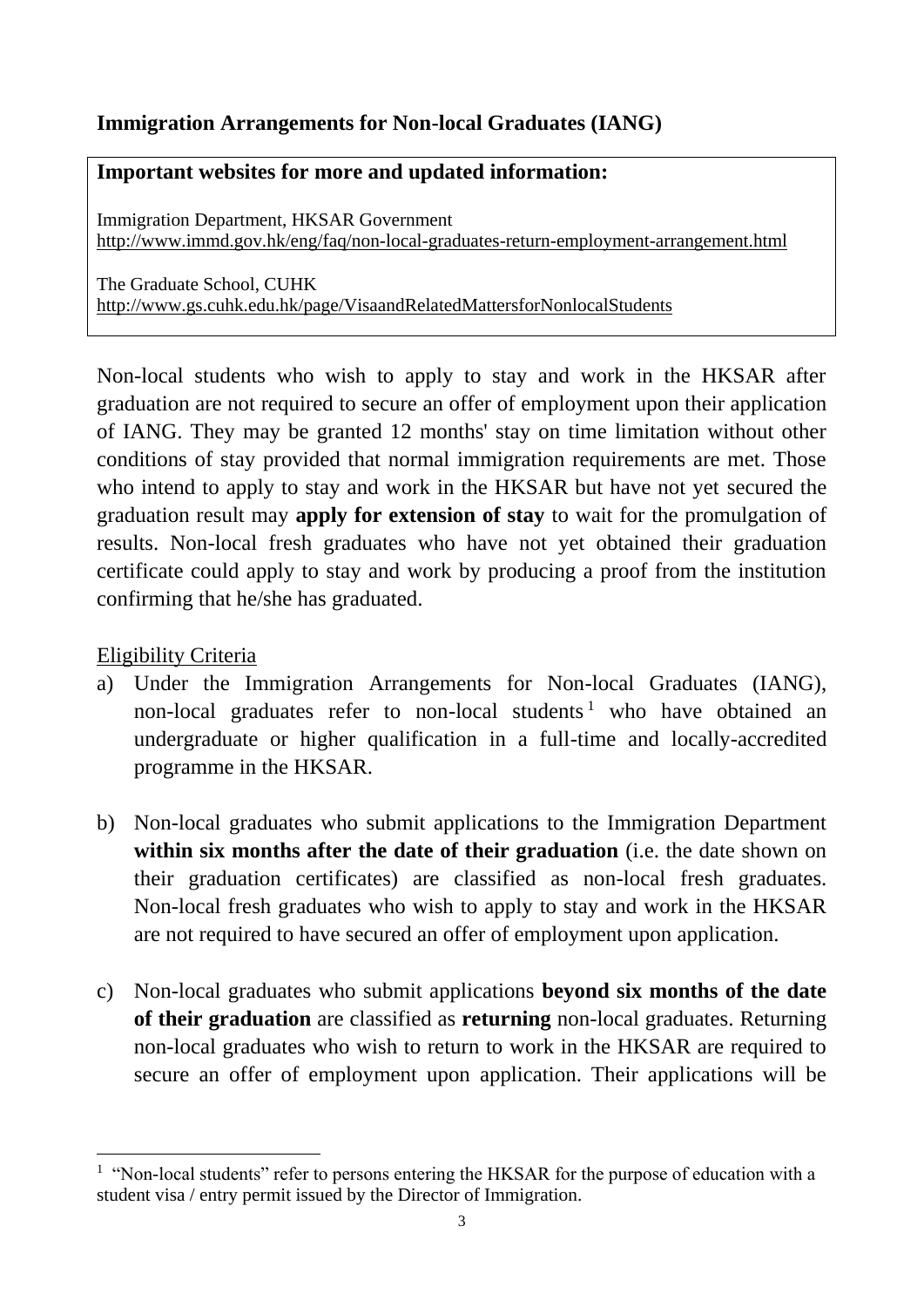## Immigration Arrangements for Non-local Graduates (IANG)

**Important websites for more and updated information:**

Immigration Department, HKSAR Government
http://www.immd.gov.hk/eng/faq/non-local-graduates-return-employment-arrangement.html

The Graduate School, CUHK
http://www.gs.cuhk.edu.hk/page/VisaandRelatedMattersforNonlocalStudents

Non-local students who wish to apply to stay and work in the HKSAR after graduation are not required to secure an offer of employment upon their application of IANG. They may be granted 12 months' stay on time limitation without other conditions of stay provided that normal immigration requirements are met. Those who intend to apply to stay and work in the HKSAR but have not yet secured the graduation result may **apply for extension of stay** to wait for the promulgation of results. Non-local fresh graduates who have not yet obtained their graduation certificate could apply to stay and work by producing a proof from the institution confirming that he/she has graduated.

Eligibility Criteria

a) Under the Immigration Arrangements for Non-local Graduates (IANG), non-local graduates refer to non-local students[1] who have obtained an undergraduate or higher qualification in a full-time and locally-accredited programme in the HKSAR.

b) Non-local graduates who submit applications to the Immigration Department **within six months after the date of their graduation** (i.e. the date shown on their graduation certificates) are classified as non-local fresh graduates. Non-local fresh graduates who wish to apply to stay and work in the HKSAR are not required to have secured an offer of employment upon application.

c) Non-local graduates who submit applications **beyond six months of the date of their graduation** are classified as **returning** non-local graduates. Returning non-local graduates who wish to return to work in the HKSAR are required to secure an offer of employment upon application. Their applications will be

[1] "Non-local students" refer to persons entering the HKSAR for the purpose of education with a student visa / entry permit issued by the Director of Immigration.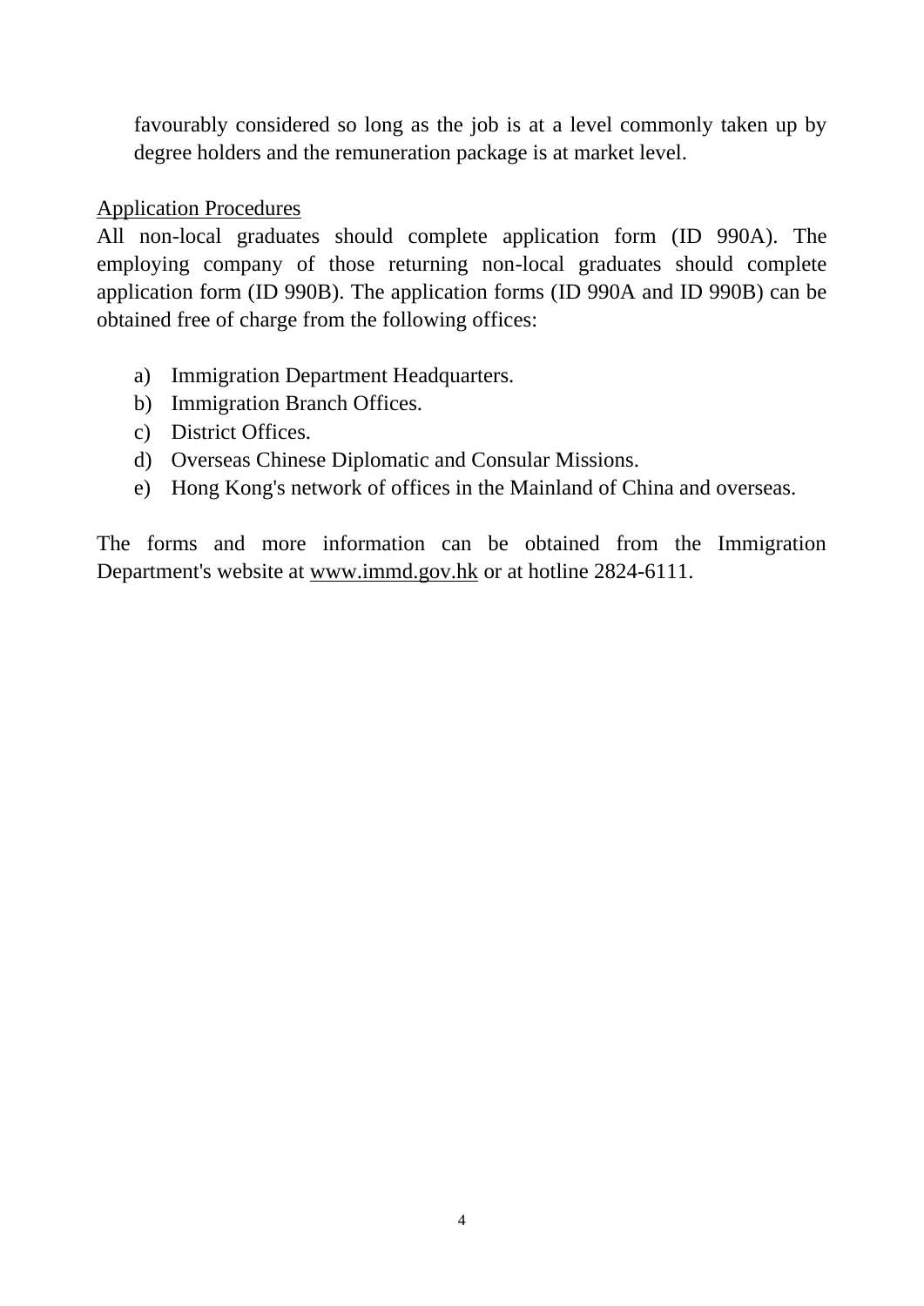favourably considered so long as the job is at a level commonly taken up by degree holders and the remuneration package is at market level.

Application Procedures

All non-local graduates should complete application form (ID 990A). The employing company of those returning non-local graduates should complete application form (ID 990B). The application forms (ID 990A and ID 990B) can be obtained free of charge from the following offices:

a) Immigration Department Headquarters.
b) Immigration Branch Offices.
c) District Offices.
d) Overseas Chinese Diplomatic and Consular Missions.
e) Hong Kong's network of offices in the Mainland of China and overseas.

The forms and more information can be obtained from the Immigration Department's website at www.immd.gov.hk or at hotline 2824-6111.